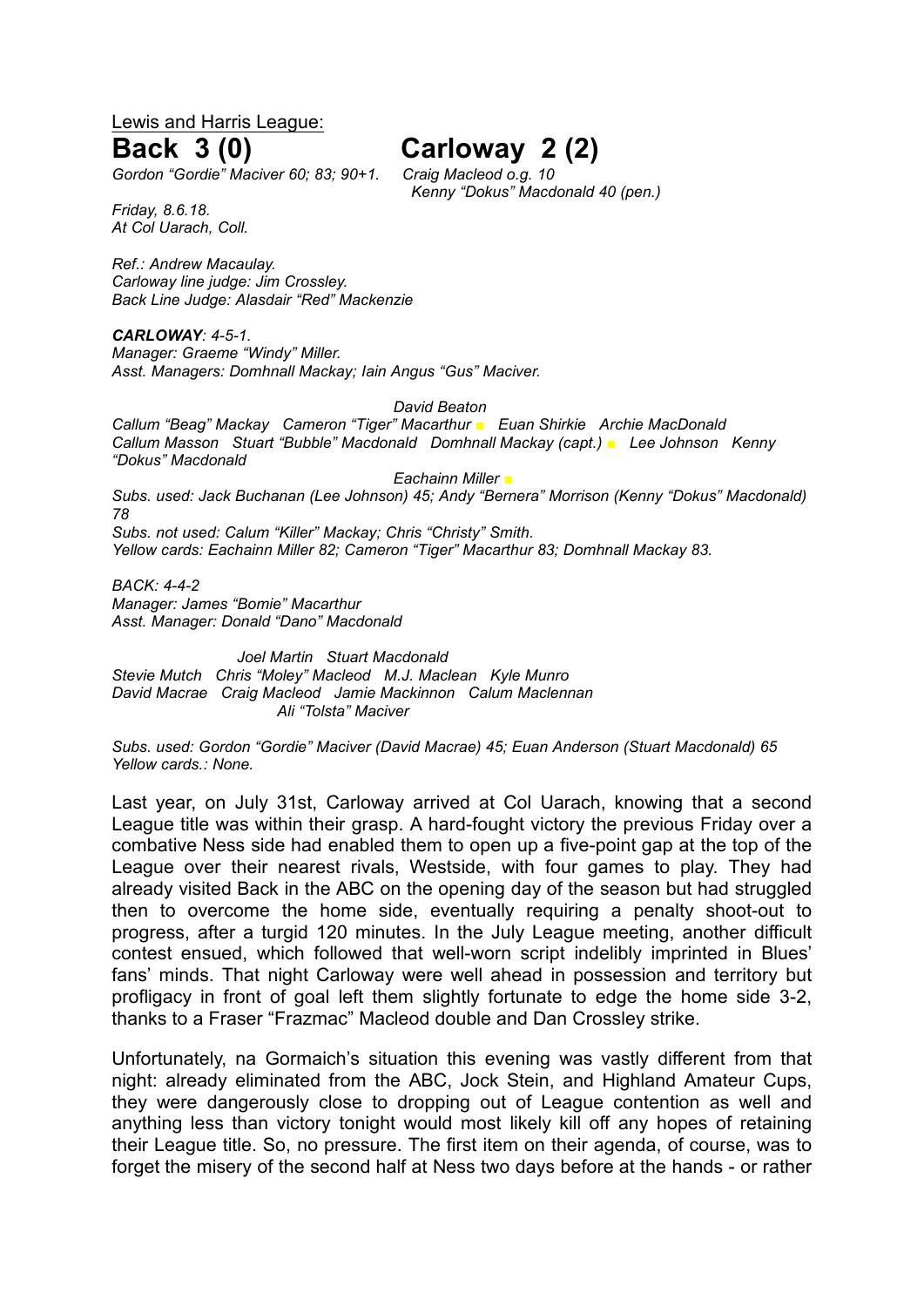Lewis and Harris League:

# Back 3 (0) Carloway 2 (2)

*Gordon "Gordie" Maciver 60; 83; 90+1.*   *Craig Macleod o.g. 10*
*Kenny "Dokus" Macdonald 40 (pen.)*

*Friday, 8.6.18.*
*At Col Uarach, Coll.*

*Ref.: Andrew Macaulay.*
*Carloway line judge: Jim Crossley.*
*Back Line Judge: Alasdair "Red" Mackenzie*

***CARLOWAY**: 4-5-1.*
*Manager: Graeme "Windy" Miller.*
*Asst. Managers: Domhnall Mackay; Iain Angus "Gus" Maciver.*

*David Beaton*
*Callum "Beag" Mackay   Cameron "Tiger" Macarthur ■   Euan Shirkie   Archie MacDonald*
*Callum Masson   Stuart "Bubble" Macdonald   Domhnall Mackay (capt.) ■   Lee Johnson   Kenny "Dokus" Macdonald*
*Eachainn Miller ■*

*Subs. used: Jack Buchanan (Lee Johnson) 45; Andy "Bernera" Morrison (Kenny "Dokus" Macdonald) 78*
*Subs. not used: Calum "Killer" Mackay; Chris "Christy" Smith.*
*Yellow cards: Eachainn Miller 82; Cameron "Tiger" Macarthur 83; Domhnall Mackay 83.*

*BACK: 4-4-2*
*Manager: James "Bomie" Macarthur*
*Asst. Manager: Donald "Dano" Macdonald*

*Joel Martin   Stuart Macdonald*
*Stevie Mutch   Chris "Moley" Macleod   M.J. Maclean   Kyle Munro*
*David Macrae   Craig Macleod   Jamie Mackinnon   Calum Maclennan*
*Ali "Tolsta" Maciver*

*Subs. used: Gordon "Gordie" Maciver (David Macrae) 45; Euan Anderson (Stuart Macdonald) 65*
*Yellow cards.: None.*

Last year, on July 31st, Carloway arrived at Col Uarach, knowing that a second League title was within their grasp. A hard-fought victory the previous Friday over a combative Ness side had enabled them to open up a five-point gap at the top of the League over their nearest rivals, Westside, with four games to play. They had already visited Back in the ABC on the opening day of the season but had struggled then to overcome the home side, eventually requiring a penalty shoot-out to progress, after a turgid 120 minutes. In the July League meeting, another difficult contest ensued, which followed that well-worn script indelibly imprinted in Blues' fans' minds. That night Carloway were well ahead in possession and territory but profligacy in front of goal left them slightly fortunate to edge the home side 3-2, thanks to a Fraser "Frazmac" Macleod double and Dan Crossley strike.

Unfortunately, na Gormaich's situation this evening was vastly different from that night: already eliminated from the ABC, Jock Stein, and Highland Amateur Cups, they were dangerously close to dropping out of League contention as well and anything less than victory tonight would most likely kill off any hopes of retaining their League title. So, no pressure. The first item on their agenda, of course, was to forget the misery of the second half at Ness two days before at the hands - or rather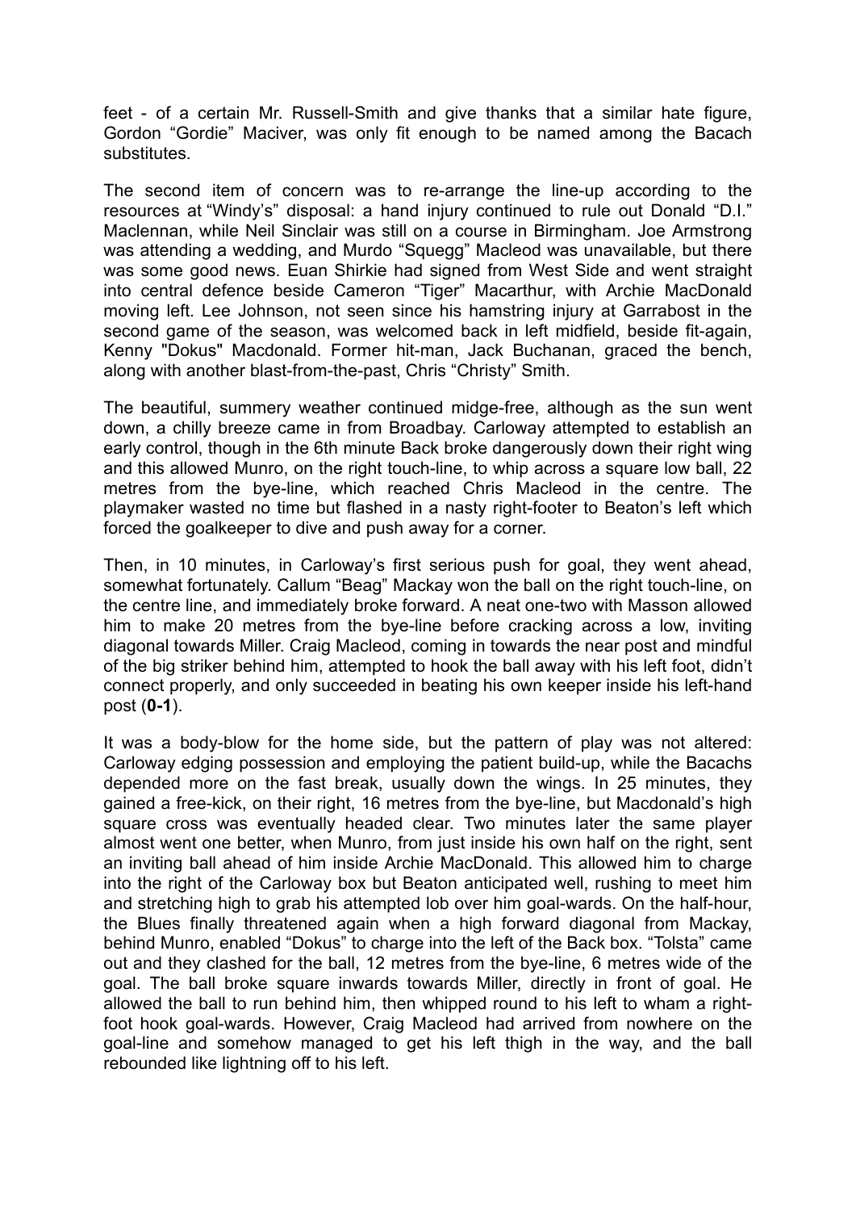feet - of a certain Mr. Russell-Smith and give thanks that a similar hate figure, Gordon "Gordie" Maciver, was only fit enough to be named among the Bacach substitutes.

The second item of concern was to re-arrange the line-up according to the resources at "Windy's" disposal: a hand injury continued to rule out Donald "D.I." Maclennan, while Neil Sinclair was still on a course in Birmingham. Joe Armstrong was attending a wedding, and Murdo "Squegg" Macleod was unavailable, but there was some good news. Euan Shirkie had signed from West Side and went straight into central defence beside Cameron "Tiger" Macarthur, with Archie MacDonald moving left. Lee Johnson, not seen since his hamstring injury at Garrabost in the second game of the season, was welcomed back in left midfield, beside fit-again, Kenny "Dokus" Macdonald. Former hit-man, Jack Buchanan, graced the bench, along with another blast-from-the-past, Chris "Christy" Smith.

The beautiful, summery weather continued midge-free, although as the sun went down, a chilly breeze came in from Broadbay. Carloway attempted to establish an early control, though in the 6th minute Back broke dangerously down their right wing and this allowed Munro, on the right touch-line, to whip across a square low ball, 22 metres from the bye-line, which reached Chris Macleod in the centre. The playmaker wasted no time but flashed in a nasty right-footer to Beaton's left which forced the goalkeeper to dive and push away for a corner.

Then, in 10 minutes, in Carloway's first serious push for goal, they went ahead, somewhat fortunately. Callum "Beag" Mackay won the ball on the right touch-line, on the centre line, and immediately broke forward. A neat one-two with Masson allowed him to make 20 metres from the bye-line before cracking across a low, inviting diagonal towards Miller. Craig Macleod, coming in towards the near post and mindful of the big striker behind him, attempted to hook the ball away with his left foot, didn't connect properly, and only succeeded in beating his own keeper inside his left-hand post (**0-1**).

It was a body-blow for the home side, but the pattern of play was not altered: Carloway edging possession and employing the patient build-up, while the Bacachs depended more on the fast break, usually down the wings. In 25 minutes, they gained a free-kick, on their right, 16 metres from the bye-line, but Macdonald's high square cross was eventually headed clear. Two minutes later the same player almost went one better, when Munro, from just inside his own half on the right, sent an inviting ball ahead of him inside Archie MacDonald. This allowed him to charge into the right of the Carloway box but Beaton anticipated well, rushing to meet him and stretching high to grab his attempted lob over him goal-wards. On the half-hour, the Blues finally threatened again when a high forward diagonal from Mackay, behind Munro, enabled "Dokus" to charge into the left of the Back box. "Tolsta" came out and they clashed for the ball, 12 metres from the bye-line, 6 metres wide of the goal. The ball broke square inwards towards Miller, directly in front of goal. He allowed the ball to run behind him, then whipped round to his left to wham a right-foot hook goal-wards. However, Craig Macleod had arrived from nowhere on the goal-line and somehow managed to get his left thigh in the way, and the ball rebounded like lightning off to his left.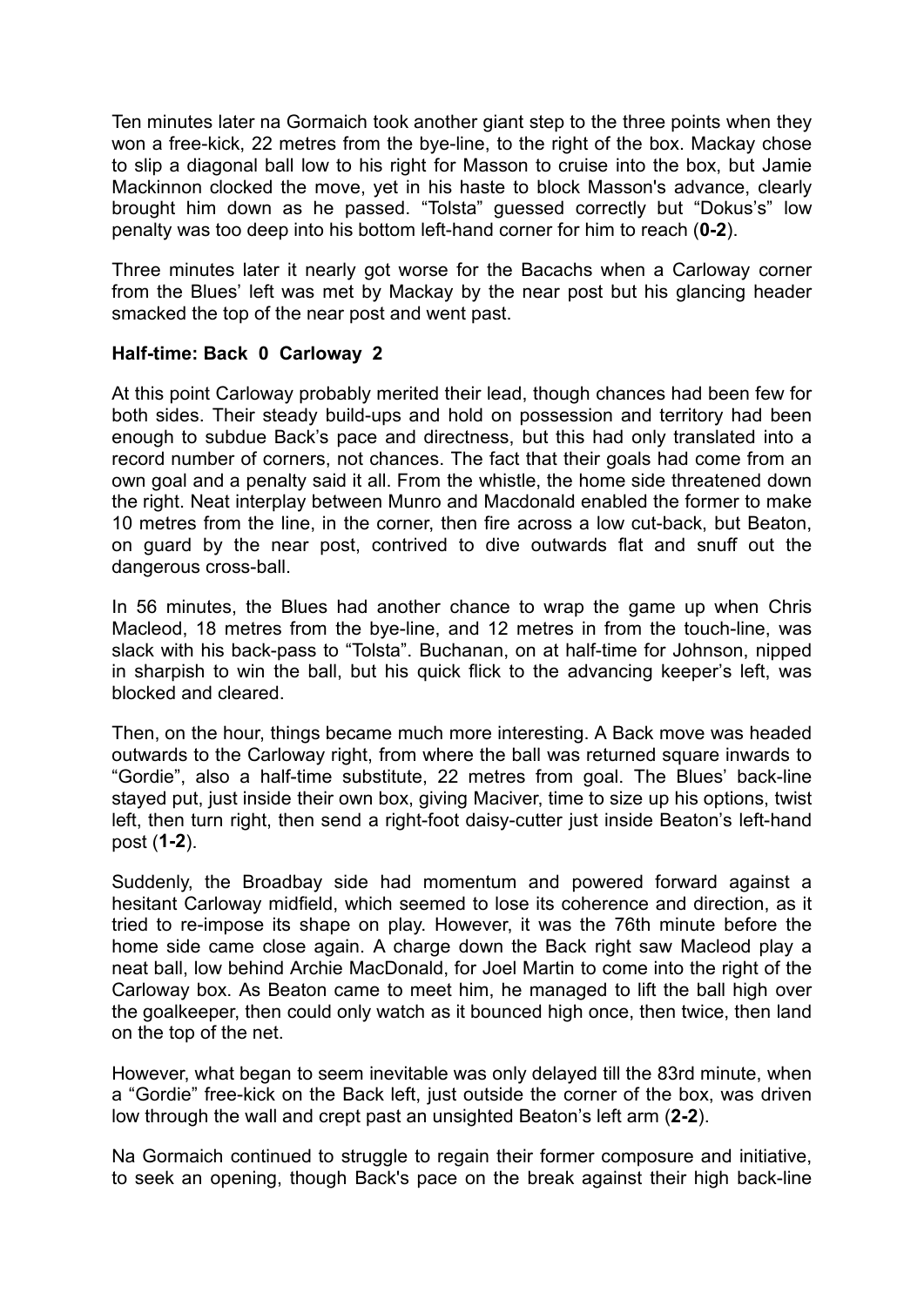Ten minutes later na Gormaich took another giant step to the three points when they won a free-kick, 22 metres from the bye-line, to the right of the box. Mackay chose to slip a diagonal ball low to his right for Masson to cruise into the box, but Jamie Mackinnon clocked the move, yet in his haste to block Masson's advance, clearly brought him down as he passed. "Tolsta" guessed correctly but "Dokus's" low penalty was too deep into his bottom left-hand corner for him to reach (**0-2**).

Three minutes later it nearly got worse for the Bacachs when a Carloway corner from the Blues' left was met by Mackay by the near post but his glancing header smacked the top of the near post and went past.

**Half-time: Back 0 Carloway 2**

At this point Carloway probably merited their lead, though chances had been few for both sides. Their steady build-ups and hold on possession and territory had been enough to subdue Back's pace and directness, but this had only translated into a record number of corners, not chances. The fact that their goals had come from an own goal and a penalty said it all. From the whistle, the home side threatened down the right. Neat interplay between Munro and Macdonald enabled the former to make 10 metres from the line, in the corner, then fire across a low cut-back, but Beaton, on guard by the near post, contrived to dive outwards flat and snuff out the dangerous cross-ball.

In 56 minutes, the Blues had another chance to wrap the game up when Chris Macleod, 18 metres from the bye-line, and 12 metres in from the touch-line, was slack with his back-pass to "Tolsta". Buchanan, on at half-time for Johnson, nipped in sharpish to win the ball, but his quick flick to the advancing keeper's left, was blocked and cleared.

Then, on the hour, things became much more interesting. A Back move was headed outwards to the Carloway right, from where the ball was returned square inwards to "Gordie", also a half-time substitute, 22 metres from goal. The Blues' back-line stayed put, just inside their own box, giving Maciver, time to size up his options, twist left, then turn right, then send a right-foot daisy-cutter just inside Beaton's left-hand post (**1-2**).

Suddenly, the Broadbay side had momentum and powered forward against a hesitant Carloway midfield, which seemed to lose its coherence and direction, as it tried to re-impose its shape on play. However, it was the 76th minute before the home side came close again. A charge down the Back right saw Macleod play a neat ball, low behind Archie MacDonald, for Joel Martin to come into the right of the Carloway box. As Beaton came to meet him, he managed to lift the ball high over the goalkeeper, then could only watch as it bounced high once, then twice, then land on the top of the net.

However, what began to seem inevitable was only delayed till the 83rd minute, when a "Gordie" free-kick on the Back left, just outside the corner of the box, was driven low through the wall and crept past an unsighted Beaton's left arm (**2-2**).

Na Gormaich continued to struggle to regain their former composure and initiative, to seek an opening, though Back's pace on the break against their high back-line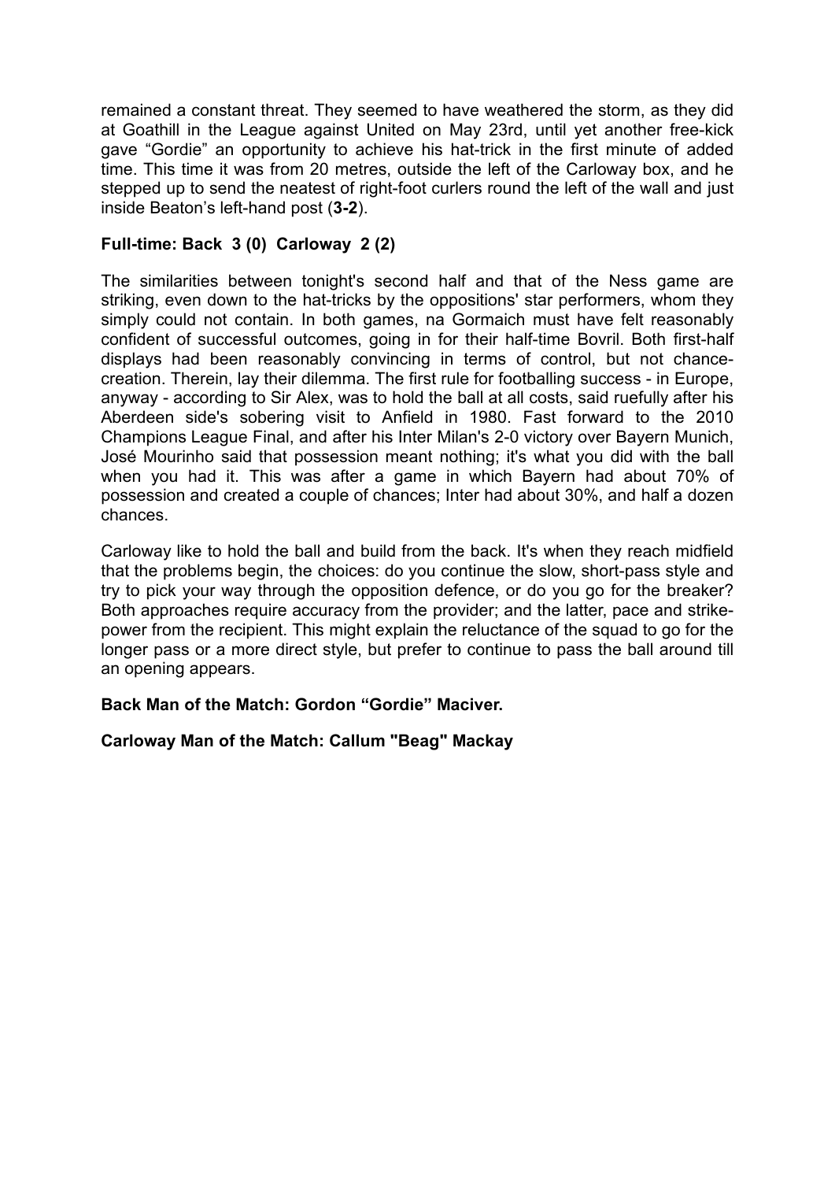remained a constant threat. They seemed to have weathered the storm, as they did at Goathill in the League against United on May 23rd, until yet another free-kick gave "Gordie" an opportunity to achieve his hat-trick in the first minute of added time. This time it was from 20 metres, outside the left of the Carloway box, and he stepped up to send the neatest of right-foot curlers round the left of the wall and just inside Beaton's left-hand post (**3-2**).

**Full-time: Back 3 (0) Carloway 2 (2)**

The similarities between tonight's second half and that of the Ness game are striking, even down to the hat-tricks by the oppositions' star performers, whom they simply could not contain. In both games, na Gormaich must have felt reasonably confident of successful outcomes, going in for their half-time Bovril. Both first-half displays had been reasonably convincing in terms of control, but not chance-creation. Therein, lay their dilemma. The first rule for footballing success - in Europe, anyway - according to Sir Alex, was to hold the ball at all costs, said ruefully after his Aberdeen side's sobering visit to Anfield in 1980. Fast forward to the 2010 Champions League Final, and after his Inter Milan's 2-0 victory over Bayern Munich, José Mourinho said that possession meant nothing; it's what you did with the ball when you had it. This was after a game in which Bayern had about 70% of possession and created a couple of chances; Inter had about 30%, and half a dozen chances.

Carloway like to hold the ball and build from the back. It's when they reach midfield that the problems begin, the choices: do you continue the slow, short-pass style and try to pick your way through the opposition defence, or do you go for the breaker? Both approaches require accuracy from the provider; and the latter, pace and strike-power from the recipient. This might explain the reluctance of the squad to go for the longer pass or a more direct style, but prefer to continue to pass the ball around till an opening appears.

**Back Man of the Match: Gordon "Gordie" Maciver.**

**Carloway Man of the Match: Callum "Beag" Mackay**